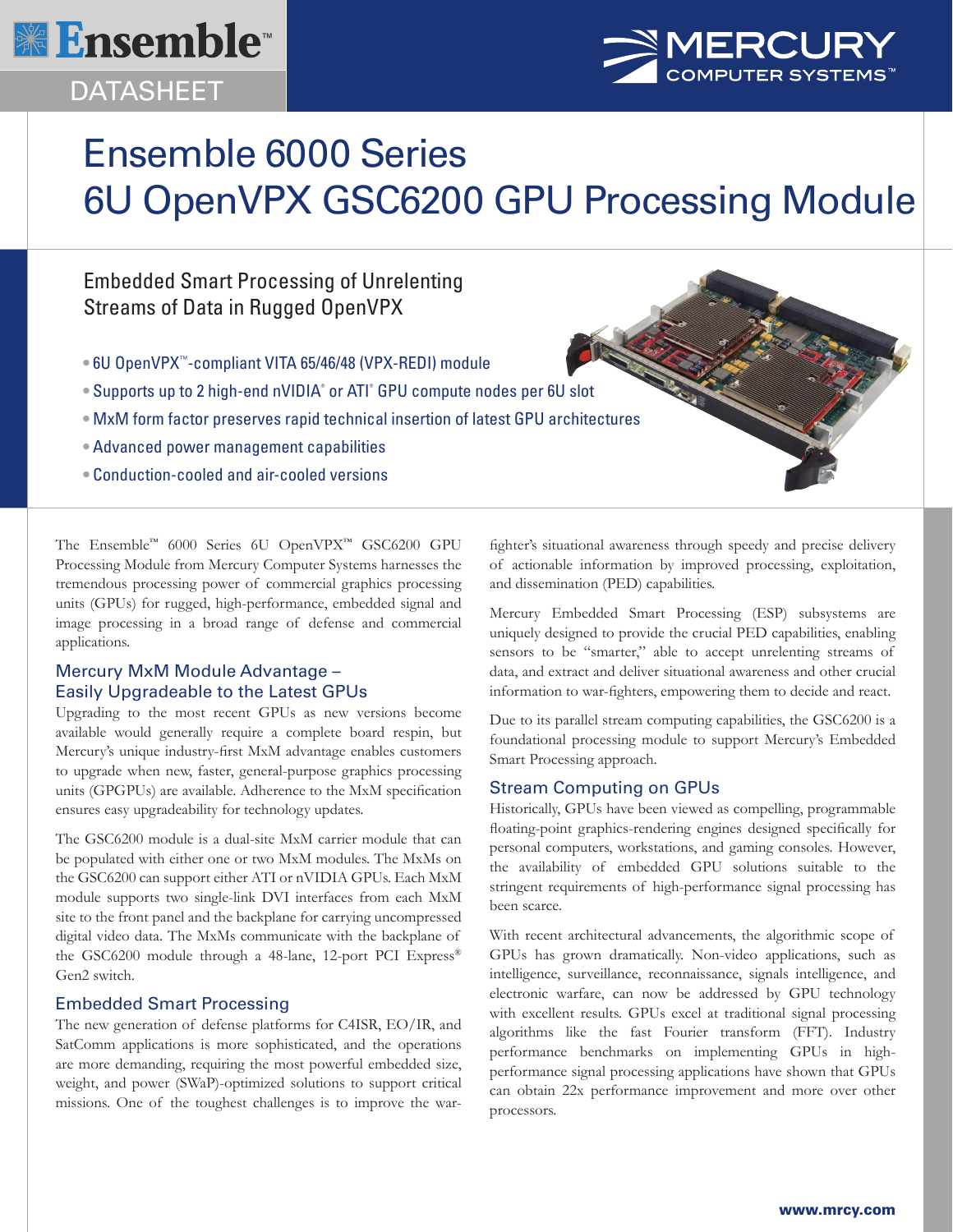Ensemble™

DATASHEET

MERCURY COMPUTER SYSTEMS™

# Ensemble 6000 Series
# 6U OpenVPX GSC6200 GPU Processing Module

## Embedded Smart Processing of Unrelenting Streams of Data in Rugged OpenVPX

- 6U OpenVPX™-compliant VITA 65/46/48 (VPX-REDI) module
- Supports up to 2 high-end nVIDIA® or ATI® GPU compute nodes per 6U slot
- MxM form factor preserves rapid technical insertion of latest GPU architectures
- Advanced power management capabilities
- Conduction-cooled and air-cooled versions

The Ensemble™ 6000 Series 6U OpenVPX™ GSC6200 GPU Processing Module from Mercury Computer Systems harnesses the tremendous processing power of commercial graphics processing units (GPUs) for rugged, high-performance, embedded signal and image processing in a broad range of defense and commercial applications.

### Mercury MxM Module Advantage – Easily Upgradeable to the Latest GPUs

Upgrading to the most recent GPUs as new versions become available would generally require a complete board respin, but Mercury's unique industry-first MxM advantage enables customers to upgrade when new, faster, general-purpose graphics processing units (GPGPUs) are available. Adherence to the MxM specification ensures easy upgradeability for technology updates.

The GSC6200 module is a dual-site MxM carrier module that can be populated with either one or two MxM modules. The MxMs on the GSC6200 can support either ATI or nVIDIA GPUs. Each MxM module supports two single-link DVI interfaces from each MxM site to the front panel and the backplane for carrying uncompressed digital video data. The MxMs communicate with the backplane of the GSC6200 module through a 48-lane, 12-port PCI Express® Gen2 switch.

### Embedded Smart Processing

The new generation of defense platforms for C4ISR, EO/IR, and SatComm applications is more sophisticated, and the operations are more demanding, requiring the most powerful embedded size, weight, and power (SWaP)-optimized solutions to support critical missions. One of the toughest challenges is to improve the war-fighter's situational awareness through speedy and precise delivery of actionable information by improved processing, exploitation, and dissemination (PED) capabilities.

Mercury Embedded Smart Processing (ESP) subsystems are uniquely designed to provide the crucial PED capabilities, enabling sensors to be "smarter," able to accept unrelenting streams of data, and extract and deliver situational awareness and other crucial information to war-fighters, empowering them to decide and react.

Due to its parallel stream computing capabilities, the GSC6200 is a foundational processing module to support Mercury's Embedded Smart Processing approach.

### Stream Computing on GPUs

Historically, GPUs have been viewed as compelling, programmable floating-point graphics-rendering engines designed specifically for personal computers, workstations, and gaming consoles. However, the availability of embedded GPU solutions suitable to the stringent requirements of high-performance signal processing has been scarce.

With recent architectural advancements, the algorithmic scope of GPUs has grown dramatically. Non-video applications, such as intelligence, surveillance, reconnaissance, signals intelligence, and electronic warfare, can now be addressed by GPU technology with excellent results. GPUs excel at traditional signal processing algorithms like the fast Fourier transform (FFT). Industry performance benchmarks on implementing GPUs in high-performance signal processing applications have shown that GPUs can obtain 22x performance improvement and more over other processors.

www.mrcy.com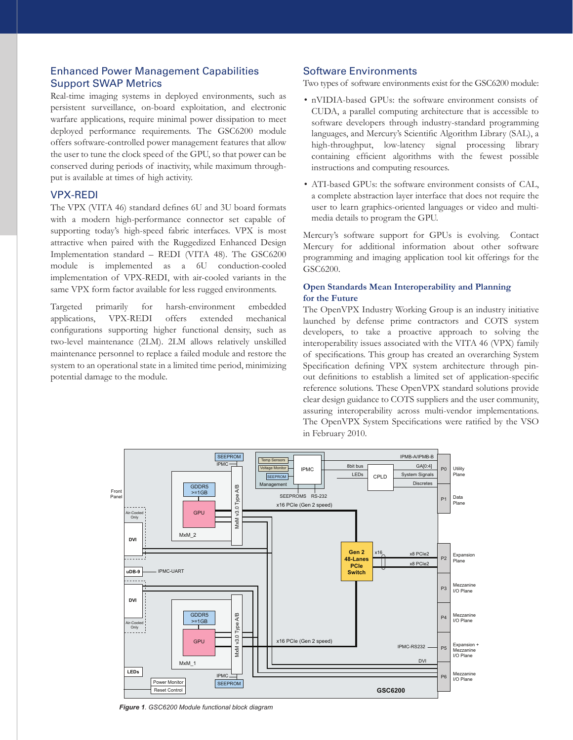## Enhanced Power Management Capabilities Support SWAP Metrics

Real-time imaging systems in deployed environments, such as persistent surveillance, on-board exploitation, and electronic warfare applications, require minimal power dissipation to meet deployed performance requirements. The GSC6200 module offers software-controlled power management features that allow the user to tune the clock speed of the GPU, so that power can be conserved during periods of inactivity, while maximum throughput is available at times of high activity.

## VPX-REDI

The VPX (VITA 46) standard defines 6U and 3U board formats with a modern high-performance connector set capable of supporting today's high-speed fabric interfaces. VPX is most attractive when paired with the Ruggedized Enhanced Design Implementation standard – REDI (VITA 48). The GSC6200 module is implemented as a 6U conduction-cooled implementation of VPX-REDI, with air-cooled variants in the same VPX form factor available for less rugged environments.

Targeted primarily for harsh-environment embedded applications, VPX-REDI offers extended mechanical configurations supporting higher functional density, such as two-level maintenance (2LM). 2LM allows relatively unskilled maintenance personnel to replace a failed module and restore the system to an operational state in a limited time period, minimizing potential damage to the module.

## Software Environments

Two types of software environments exist for the GSC6200 module:

- nVIDIA-based GPUs: the software environment consists of CUDA, a parallel computing architecture that is accessible to software developers through industry-standard programming languages, and Mercury's Scientific Algorithm Library (SAL), a high-throughput, low-latency signal processing library containing efficient algorithms with the fewest possible instructions and computing resources.
- ATI-based GPUs: the software environment consists of CAL, a complete abstraction layer interface that does not require the user to learn graphics-oriented languages or video and multimedia details to program the GPU.

Mercury's software support for GPUs is evolving. Contact Mercury for additional information about other software programming and imaging application tool kit offerings for the GSC6200.

### Open Standards Mean Interoperability and Planning for the Future

The OpenVPX Industry Working Group is an industry initiative launched by defense prime contractors and COTS system developers, to take a proactive approach to solving the interoperability issues associated with the VITA 46 (VPX) family of specifications. This group has created an overarching System Specification defining VPX system architecture through pin-out definitions to a limited set of application-specific reference solutions. These OpenVPX standard solutions provide clear design guidance to COTS suppliers and the user community, assuring interoperability across multi-vendor implementations. The OpenVPX System Specifications were ratified by the VSO in February 2010.

*Figure 1. GSC6200 Module functional block diagram*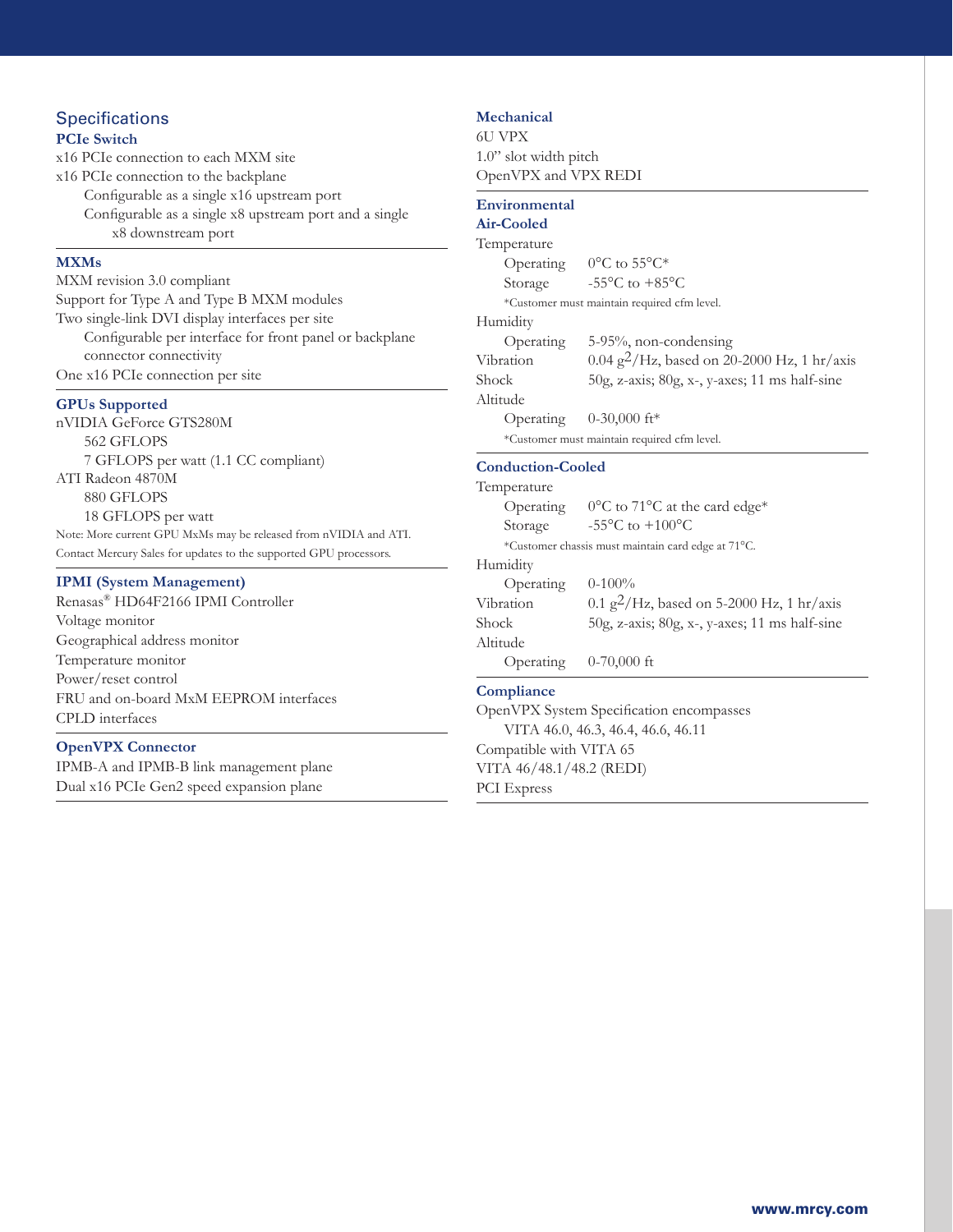## Specifications

### PCIe Switch

x16 PCIe connection to each MXM site
x16 PCIe connection to the backplane
- Configurable as a single x16 upstream port
- Configurable as a single x8 upstream port and a single x8 downstream port

### MXMs

MXM revision 3.0 compliant
Support for Type A and Type B MXM modules
Two single-link DVI display interfaces per site
- Configurable per interface for front panel or backplane connector connectivity

One x16 PCIe connection per site

### GPUs Supported

nVIDIA GeForce GTS280M
- 562 GFLOPS
- 7 GFLOPS per watt (1.1 CC compliant)

ATI Radeon 4870M
- 880 GFLOPS
- 18 GFLOPS per watt

Note: More current GPU MxMs may be released from nVIDIA and ATI. Contact Mercury Sales for updates to the supported GPU processors.

### IPMI (System Management)

Renasas® HD64F2166 IPMI Controller
Voltage monitor
Geographical address monitor
Temperature monitor
Power/reset control
FRU and on-board MxM EEPROM interfaces
CPLD interfaces

### OpenVPX Connector

IPMB-A and IPMB-B link management plane
Dual x16 PCIe Gen2 speed expansion plane

### Mechanical

6U VPX
1.0" slot width pitch
OpenVPX and VPX REDI

### Environmental

#### Air-Cooled

| | |
|---|---|
| Temperature | |
| Operating | 0°C to 55°C* |
| Storage | -55°C to +85°C |

*Customer must maintain required cfm level.

| | |
|---|---|
| Humidity | |
| Operating | 5-95%, non-condensing |
| Vibration | 0.04 $g^2$/Hz, based on 20-2000 Hz, 1 hr/axis |
| Shock | 50g, z-axis; 80g, x-, y-axes; 11 ms half-sine |
| Altitude | |
| Operating | 0-30,000 ft* |

*Customer must maintain required cfm level.

#### Conduction-Cooled

| | |
|---|---|
| Temperature | |
| Operating | 0°C to 71°C at the card edge* |
| Storage | -55°C to +100°C |

*Customer chassis must maintain card edge at 71°C.

| | |
|---|---|
| Humidity | |
| Operating | 0-100% |
| Vibration | 0.1 $g^2$/Hz, based on 5-2000 Hz, 1 hr/axis |
| Shock | 50g, z-axis; 80g, x-, y-axes; 11 ms half-sine |
| Altitude | |
| Operating | 0-70,000 ft |

### Compliance

OpenVPX System Specification encompasses
- VITA 46.0, 46.3, 46.4, 46.6, 46.11

Compatible with VITA 65
VITA 46/48.1/48.2 (REDI)
PCI Express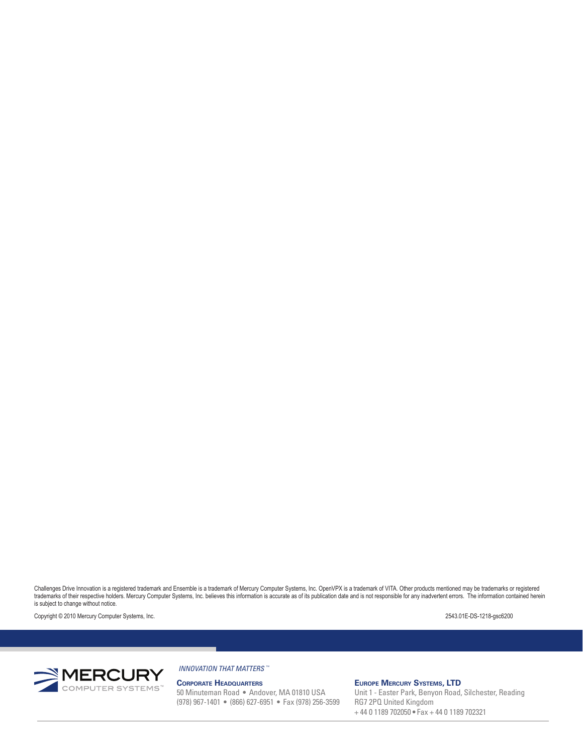Challenges Drive Innovation is a registered trademark and Ensemble is a trademark of Mercury Computer Systems, Inc. OpenVPX is a trademark of VITA. Other products mentioned may be trademarks or registered trademarks of their respective holders. Mercury Computer Systems, Inc. believes this information is accurate as of its publication date and is not responsible for any inadvertent errors. The information contained herein is subject to change without notice.

Copyright © 2010 Mercury Computer Systems, Inc.

2543.01E-DS-1218-gsc6200

MERCURY COMPUTER SYSTEMS™

*INNOVATION THAT MATTERS™*

**CORPORATE HEADQUARTERS**
50 Minuteman Road • Andover, MA 01810 USA
(978) 967-1401 • (866) 627-6951 • Fax (978) 256-3599

**EUROPE MERCURY SYSTEMS, LTD**
Unit 1 - Easter Park, Benyon Road, Silchester, Reading
RG7 2PQ United Kingdom
+ 44 0 1189 702050 • Fax + 44 0 1189 702321